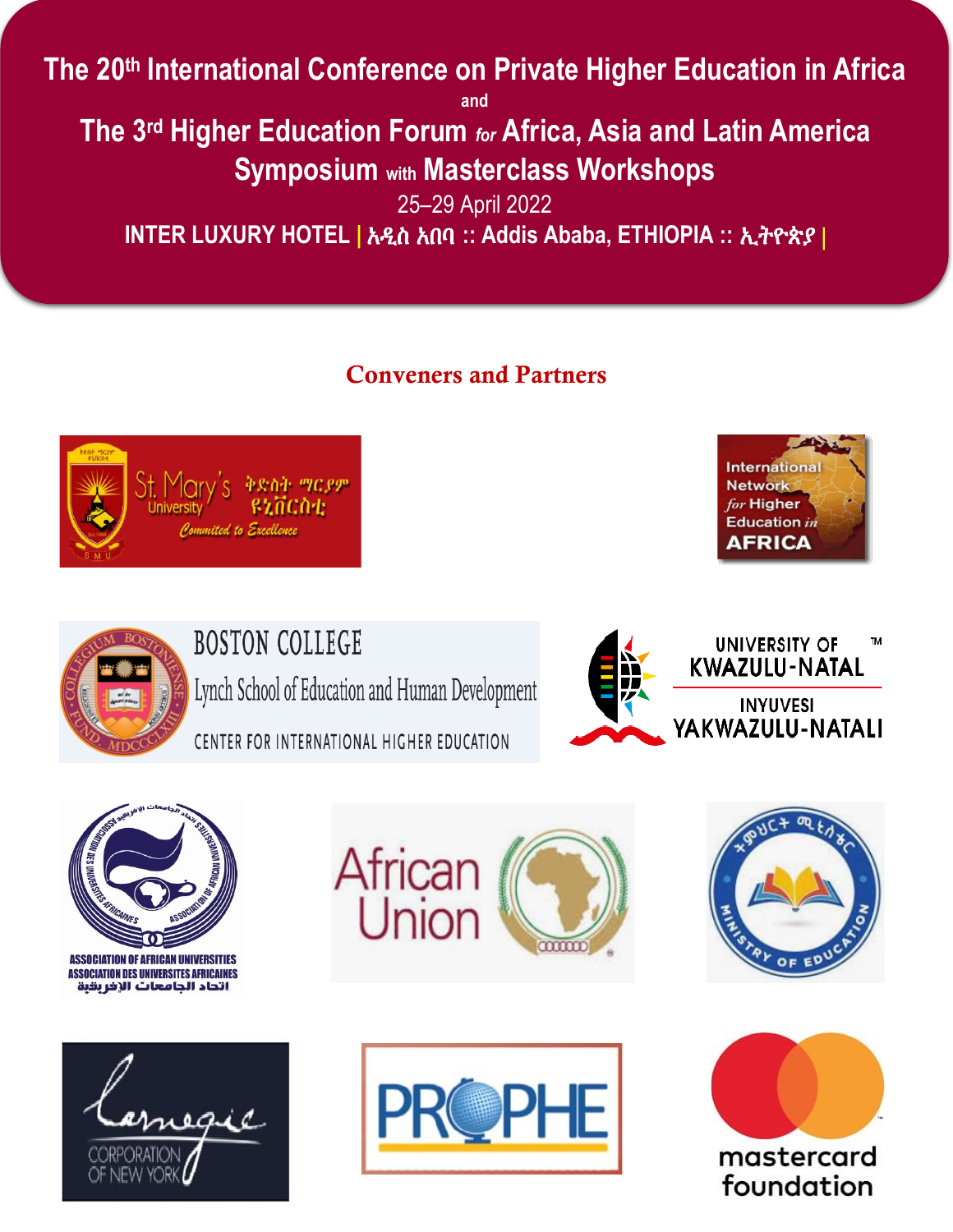# The 20th International Conference on Private Higher Education in Africa

and

# The 3rd Higher Education Forum *for* Africa, Asia and Latin America

## Symposium with Masterclass Workshops

25–29 April 2022

**INTER LUXURY HOTEL | አዲስ አበባ :: Addis Ababa, ETHIOPIA :: ኢትዮጵያ |**

## Conveners and Partners

St. Mary's University ቅድስት ማርያም ዩኒቨርስቲ *Commited to Excellence*

International Network *for* Higher Education *in* AFRICA

BOSTON COLLEGE
Lynch School of Education and Human Development
CENTER FOR INTERNATIONAL HIGHER EDUCATION

UNIVERSITY OF KWAZULU-NATAL
INYUVESI YAKWAZULU-NATALI

ASSOCIATION OF AFRICAN UNIVERSITIES
ASSOCIATION DES UNIVERSITES AFRICAINES
اتحاد الجامعات الإفريقية

African Union

Ministry of Education

Carnegie Corporation of New York

PROPHE

mastercard foundation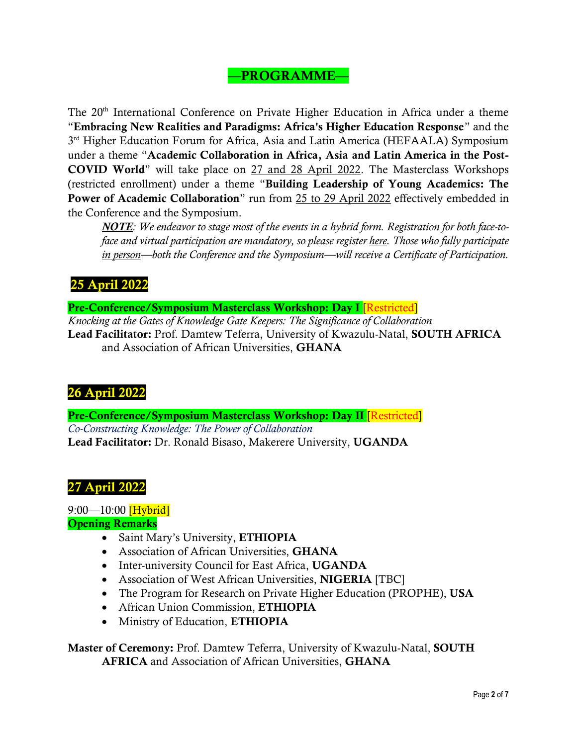# —PROGRAMME—

The 20th International Conference on Private Higher Education in Africa under a theme "**Embracing New Realities and Paradigms: Africa's Higher Education Response**" and the 3rd Higher Education Forum for Africa, Asia and Latin America (HEFAALA) Symposium under a theme "**Academic Collaboration in Africa, Asia and Latin America in the Post-COVID World**" will take place on 27 and 28 April 2022. The Masterclass Workshops (restricted enrollment) under a theme "**Building Leadership of Young Academics: The Power of Academic Collaboration**" run from 25 to 29 April 2022 effectively embedded in the Conference and the Symposium.

> ***NOTE****: We endeavor to stage most of the events in a hybrid form. Registration for both face-to-face and virtual participation are mandatory, so please register here. Those who fully participate in person—both the Conference and the Symposium—will receive a Certificate of Participation.*

## 25 April 2022

**Pre-Conference/Symposium Masterclass Workshop: Day I** [Restricted]
*Knocking at the Gates of Knowledge Gate Keepers: The Significance of Collaboration*
**Lead Facilitator:** Prof. Damtew Teferra, University of Kwazulu-Natal, **SOUTH AFRICA** and Association of African Universities, **GHANA**

## 26 April 2022

**Pre-Conference/Symposium Masterclass Workshop: Day II** [Restricted]
*Co-Constructing Knowledge: The Power of Collaboration*
**Lead Facilitator:** Dr. Ronald Bisaso, Makerere University, **UGANDA**

## 27 April 2022

9:00—10:00 [Hybrid]
**Opening Remarks**

- Saint Mary's University, **ETHIOPIA**
- Association of African Universities, **GHANA**
- Inter-university Council for East Africa, **UGANDA**
- Association of West African Universities, **NIGERIA** [TBC]
- The Program for Research on Private Higher Education (PROPHE), **USA**
- African Union Commission, **ETHIOPIA**
- Ministry of Education, **ETHIOPIA**

**Master of Ceremony:** Prof. Damtew Teferra, University of Kwazulu-Natal, **SOUTH AFRICA** and Association of African Universities, **GHANA**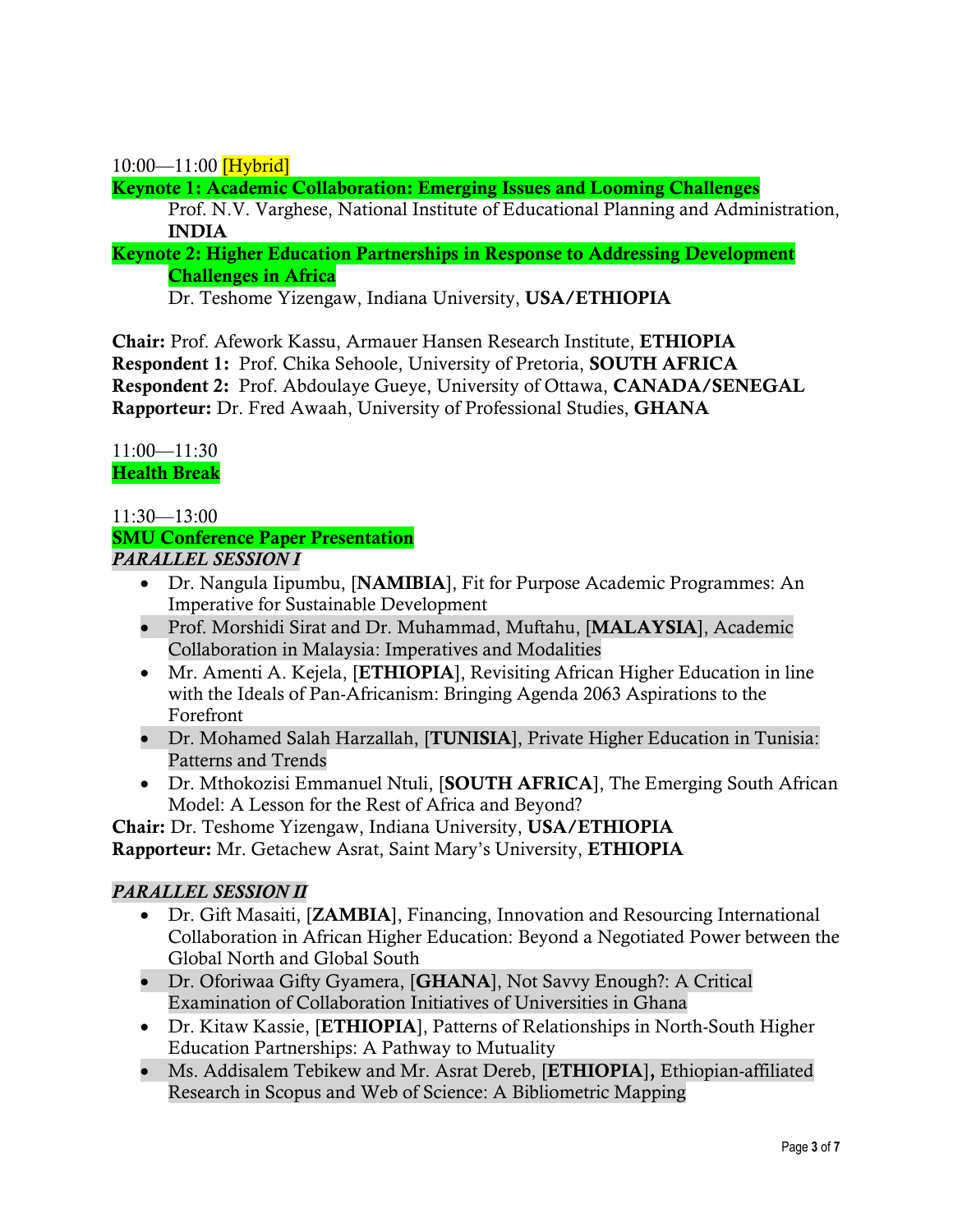10:00—11:00 [Hybrid]

**Keynote 1: Academic Collaboration: Emerging Issues and Looming Challenges**

Prof. N.V. Varghese, National Institute of Educational Planning and Administration, **INDIA**

**Keynote 2: Higher Education Partnerships in Response to Addressing Development Challenges in Africa**

Dr. Teshome Yizengaw, Indiana University, **USA/ETHIOPIA**

**Chair:** Prof. Afework Kassu, Armauer Hansen Research Institute, **ETHIOPIA**
**Respondent 1:** Prof. Chika Sehoole, University of Pretoria, **SOUTH AFRICA**
**Respondent 2:** Prof. Abdoulaye Gueye, University of Ottawa, **CANADA/SENEGAL**
**Rapporteur:** Dr. Fred Awaah, University of Professional Studies, **GHANA**

11:00—11:30
**Health Break**

11:30—13:00
**SMU Conference Paper Presentation**
***PARALLEL SESSION I***

- Dr. Nangula Iipumbu, [**NAMIBIA**], Fit for Purpose Academic Programmes: An Imperative for Sustainable Development
- Prof. Morshidi Sirat and Dr. Muhammad, Muftahu, [**MALAYSIA**], Academic Collaboration in Malaysia: Imperatives and Modalities
- Mr. Amenti A. Kejela, [**ETHIOPIA**], Revisiting African Higher Education in line with the Ideals of Pan-Africanism: Bringing Agenda 2063 Aspirations to the Forefront
- Dr. Mohamed Salah Harzallah, [**TUNISIA**], Private Higher Education in Tunisia: Patterns and Trends
- Dr. Mthokozisi Emmanuel Ntuli, [**SOUTH AFRICA**], The Emerging South African Model: A Lesson for the Rest of Africa and Beyond?

**Chair:** Dr. Teshome Yizengaw, Indiana University, **USA/ETHIOPIA**
**Rapporteur:** Mr. Getachew Asrat, Saint Mary's University, **ETHIOPIA**

***PARALLEL SESSION II***

- Dr. Gift Masaiti, [**ZAMBIA**], Financing, Innovation and Resourcing International Collaboration in African Higher Education: Beyond a Negotiated Power between the Global North and Global South
- Dr. Oforiwaa Gifty Gyamera, [**GHANA**], Not Savvy Enough?: A Critical Examination of Collaboration Initiatives of Universities in Ghana
- Dr. Kitaw Kassie, [**ETHIOPIA**], Patterns of Relationships in North-South Higher Education Partnerships: A Pathway to Mutuality
- Ms. Addisalem Tebikew and Mr. Asrat Dereb, [**ETHIOPIA**]**,** Ethiopian-affiliated Research in Scopus and Web of Science: A Bibliometric Mapping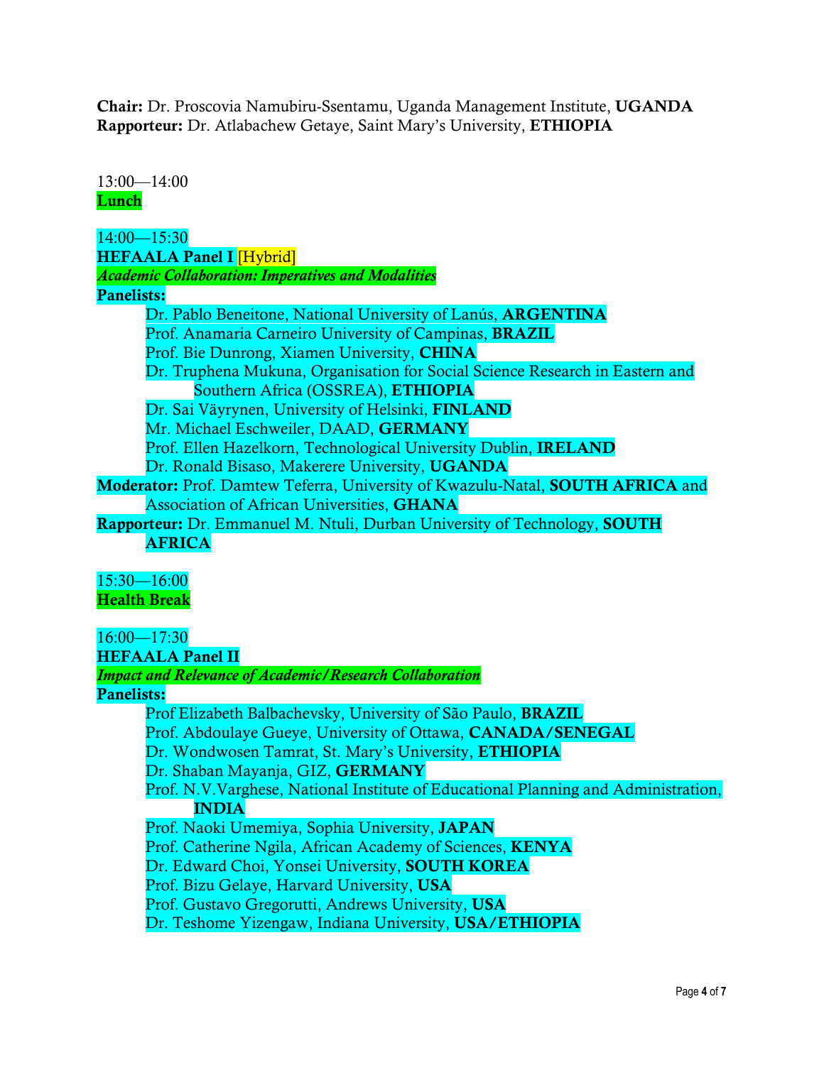**Chair:** Dr. Proscovia Namubiru-Ssentamu, Uganda Management Institute, **UGANDA**
**Rapporteur:** Dr. Atlabachew Getaye, Saint Mary's University, **ETHIOPIA**

13:00—14:00
**Lunch**

14:00—15:30
**HEFAALA Panel I** [Hybrid]
***Academic Collaboration: Imperatives and Modalities***
**Panelists:**

- Dr. Pablo Beneitone, National University of Lanús, **ARGENTINA**
- Prof. Anamaria Carneiro University of Campinas, **BRAZIL**
- Prof. Bie Dunrong, Xiamen University, **CHINA**
- Dr. Truphena Mukuna, Organisation for Social Science Research in Eastern and Southern Africa (OSSREA), **ETHIOPIA**
- Dr. Sai Väyrynen, University of Helsinki, **FINLAND**
- Mr. Michael Eschweiler, DAAD, **GERMANY**
- Prof. Ellen Hazelkorn, Technological University Dublin, **IRELAND**
- Dr. Ronald Bisaso, Makerere University, **UGANDA**

**Moderator:** Prof. Damtew Teferra, University of Kwazulu-Natal, **SOUTH AFRICA** and Association of African Universities, **GHANA**
**Rapporteur:** Dr. Emmanuel M. Ntuli, Durban University of Technology, **SOUTH AFRICA**

15:30—16:00
**Health Break**

16:00—17:30
**HEFAALA Panel II**
***Impact and Relevance of Academic/Research Collaboration***
**Panelists:**

- Prof Elizabeth Balbachevsky, University of São Paulo, **BRAZIL**
- Prof. Abdoulaye Gueye, University of Ottawa, **CANADA/SENEGAL**
- Dr. Wondwosen Tamrat, St. Mary's University, **ETHIOPIA**
- Dr. Shaban Mayanja, GIZ, **GERMANY**
- Prof. N.V.Varghese, National Institute of Educational Planning and Administration, **INDIA**
- Prof. Naoki Umemiya, Sophia University, **JAPAN**
- Prof. Catherine Ngila, African Academy of Sciences, **KENYA**
- Dr. Edward Choi, Yonsei University, **SOUTH KOREA**
- Prof. Bizu Gelaye, Harvard University, **USA**
- Prof. Gustavo Gregorutti, Andrews University, **USA**
- Dr. Teshome Yizengaw, Indiana University, **USA/ETHIOPIA**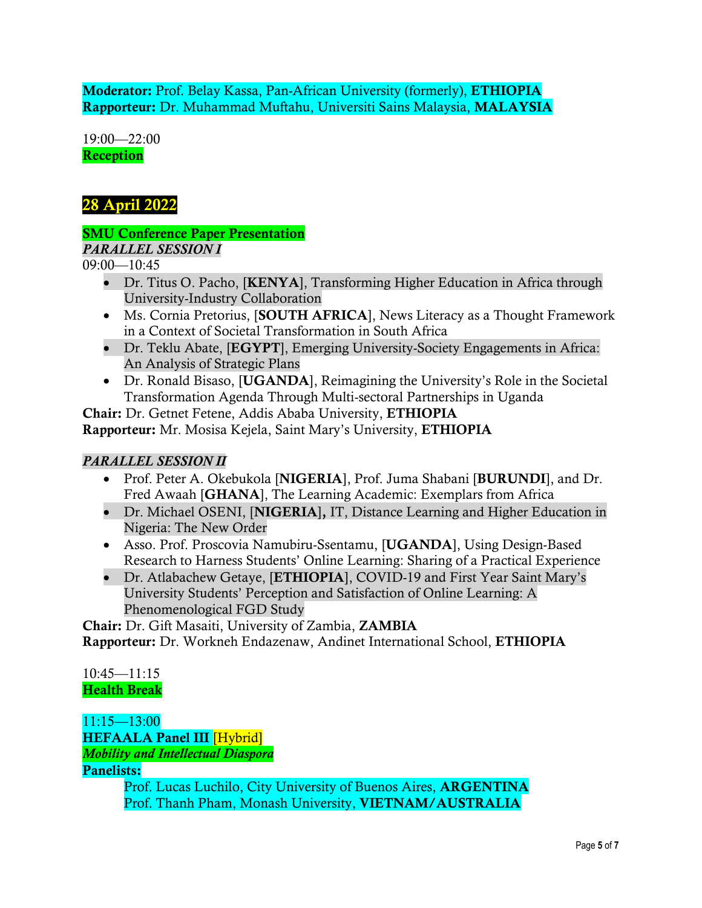**Moderator:** Prof. Belay Kassa, Pan-African University (formerly), **ETHIOPIA**
**Rapporteur:** Dr. Muhammad Muftahu, Universiti Sains Malaysia, **MALAYSIA**

19:00—22:00
**Reception**

## 28 April 2022

**SMU Conference Paper Presentation**
***PARALLEL SESSION I***
09:00—10:45

- Dr. Titus O. Pacho, [**KENYA**], Transforming Higher Education in Africa through University-Industry Collaboration
- Ms. Cornia Pretorius, [**SOUTH AFRICA**], News Literacy as a Thought Framework in a Context of Societal Transformation in South Africa
- Dr. Teklu Abate, [**EGYPT**], Emerging University-Society Engagements in Africa: An Analysis of Strategic Plans
- Dr. Ronald Bisaso, [**UGANDA**], Reimagining the University's Role in the Societal Transformation Agenda Through Multi-sectoral Partnerships in Uganda

**Chair:** Dr. Getnet Fetene, Addis Ababa University, **ETHIOPIA**
**Rapporteur:** Mr. Mosisa Kejela, Saint Mary's University, **ETHIOPIA**

***PARALLEL SESSION II***

- Prof. Peter A. Okebukola [**NIGERIA**], Prof. Juma Shabani [**BURUNDI**], and Dr. Fred Awaah [**GHANA**], The Learning Academic: Exemplars from Africa
- Dr. Michael OSENI, [**NIGERIA**]**,** IT, Distance Learning and Higher Education in Nigeria: The New Order
- Asso. Prof. Proscovia Namubiru-Ssentamu, [**UGANDA**], Using Design-Based Research to Harness Students' Online Learning: Sharing of a Practical Experience
- Dr. Atlabachew Getaye, [**ETHIOPIA**], COVID-19 and First Year Saint Mary's University Students' Perception and Satisfaction of Online Learning: A Phenomenological FGD Study

**Chair:** Dr. Gift Masaiti, University of Zambia, **ZAMBIA**
**Rapporteur:** Dr. Workneh Endazenaw, Andinet International School, **ETHIOPIA**

10:45—11:15
**Health Break**

11:15—13:00
**HEFAALA Panel III** [Hybrid]
***Mobility and Intellectual Diaspora***
**Panelists:**

Prof. Lucas Luchilo, City University of Buenos Aires, **ARGENTINA**
Prof. Thanh Pham, Monash University, **VIETNAM/AUSTRALIA**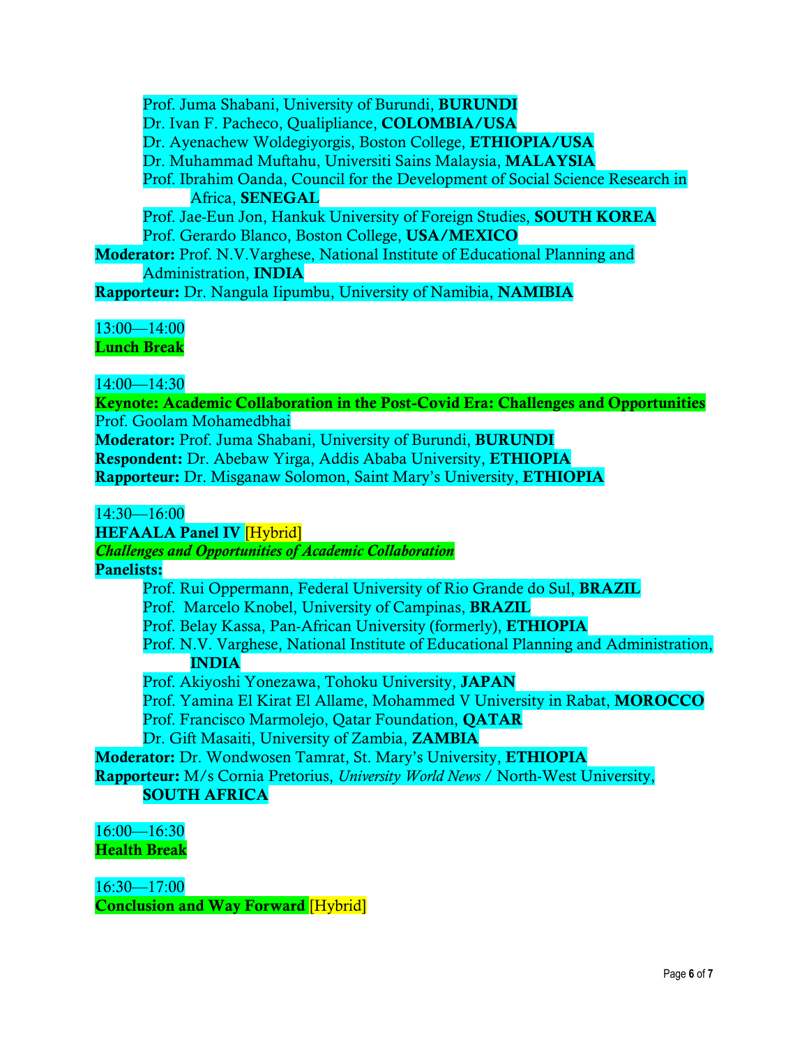Prof. Juma Shabani, University of Burundi, **BURUNDI**
Dr. Ivan F. Pacheco, Qualipliance, **COLOMBIA/USA**
Dr. Ayenachew Woldegiyorgis, Boston College, **ETHIOPIA/USA**
Dr. Muhammad Muftahu, Universiti Sains Malaysia, **MALAYSIA**
Prof. Ibrahim Oanda, Council for the Development of Social Science Research in Africa, **SENEGAL**
Prof. Jae-Eun Jon, Hankuk University of Foreign Studies, **SOUTH KOREA**
Prof. Gerardo Blanco, Boston College, **USA/MEXICO**

**Moderator:** Prof. N.V.Varghese, National Institute of Educational Planning and Administration, **INDIA**

**Rapporteur:** Dr. Nangula Iipumbu, University of Namibia, **NAMIBIA**

13:00—14:00
**Lunch Break**

14:00—14:30
**Keynote: Academic Collaboration in the Post-Covid Era: Challenges and Opportunities**
Prof. Goolam Mohamedbhai
**Moderator:** Prof. Juma Shabani, University of Burundi, **BURUNDI**
**Respondent:** Dr. Abebaw Yirga, Addis Ababa University, **ETHIOPIA**
**Rapporteur:** Dr. Misganaw Solomon, Saint Mary's University, **ETHIOPIA**

14:30—16:00
**HEFAALA Panel IV** [Hybrid]
***Challenges and Opportunities of Academic Collaboration***
**Panelists:**

Prof. Rui Oppermann, Federal University of Rio Grande do Sul, **BRAZIL**
Prof. Marcelo Knobel, University of Campinas, **BRAZIL**
Prof. Belay Kassa, Pan-African University (formerly), **ETHIOPIA**
Prof. N.V. Varghese, National Institute of Educational Planning and Administration, **INDIA**
Prof. Akiyoshi Yonezawa, Tohoku University, **JAPAN**
Prof. Yamina El Kirat El Allame, Mohammed V University in Rabat, **MOROCCO**
Prof. Francisco Marmolejo, Qatar Foundation, **QATAR**
Dr. Gift Masaiti, University of Zambia, **ZAMBIA**

**Moderator:** Dr. Wondwosen Tamrat, St. Mary's University, **ETHIOPIA**

**Rapporteur:** M/s Cornia Pretorius, *University World News* / North-West University, **SOUTH AFRICA**

16:00—16:30
**Health Break**

16:30—17:00
**Conclusion and Way Forward** [Hybrid]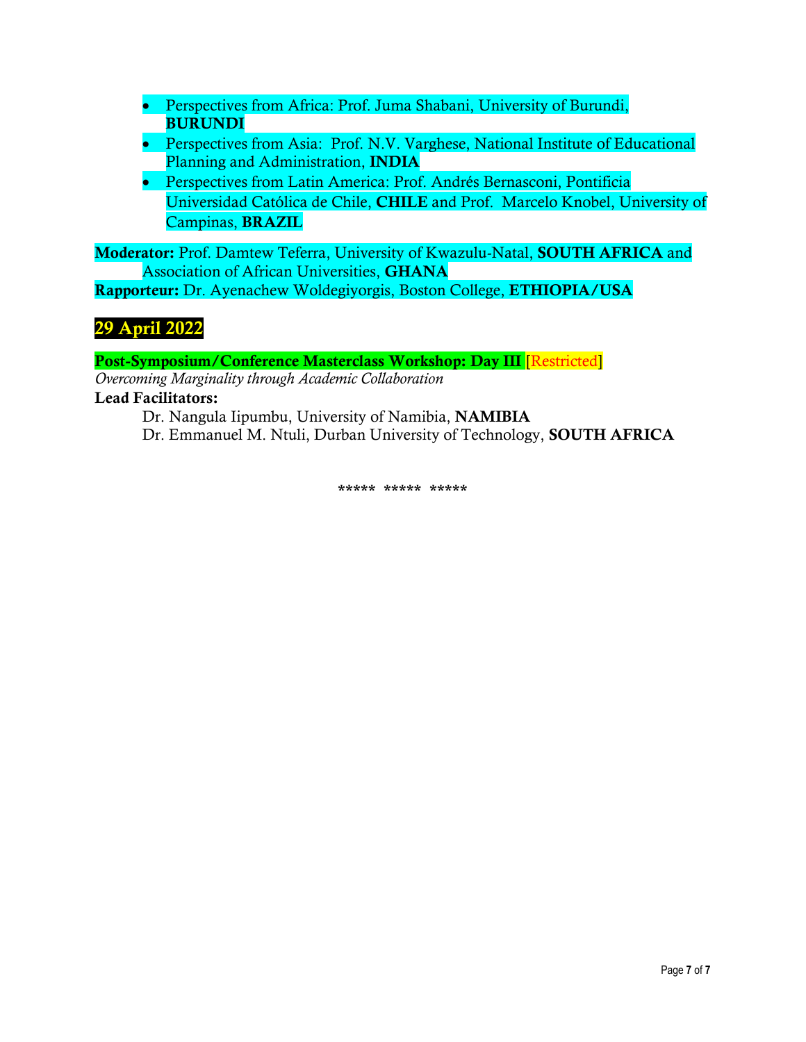- Perspectives from Africa: Prof. Juma Shabani, University of Burundi, **BURUNDI**
- Perspectives from Asia: Prof. N.V. Varghese, National Institute of Educational Planning and Administration, **INDIA**
- Perspectives from Latin America: Prof. Andrés Bernasconi, Pontificia Universidad Católica de Chile, **CHILE** and Prof. Marcelo Knobel, University of Campinas, **BRAZIL**

**Moderator:** Prof. Damtew Teferra, University of Kwazulu-Natal, **SOUTH AFRICA** and Association of African Universities, **GHANA**
**Rapporteur:** Dr. Ayenachew Woldegiyorgis, Boston College, **ETHIOPIA/USA**

## 29 April 2022

**Post-Symposium/Conference Masterclass Workshop: Day III** [Restricted]
*Overcoming Marginality through Academic Collaboration*
**Lead Facilitators:**
Dr. Nangula Iipumbu, University of Namibia, **NAMIBIA**
Dr. Emmanuel M. Ntuli, Durban University of Technology, **SOUTH AFRICA**

***** ***** *****